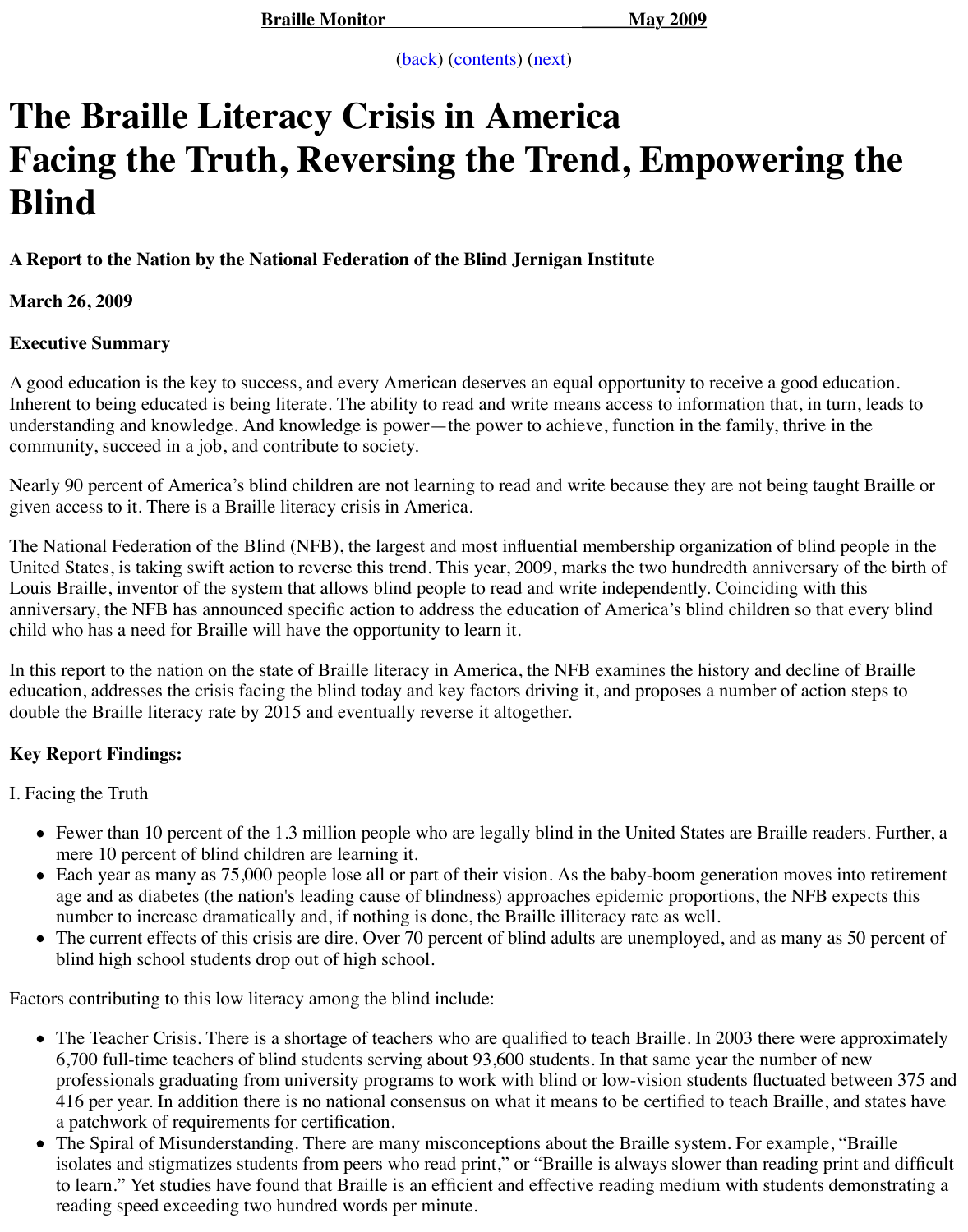# The Braille Literacy Crisis in America
# Facing the Truth, Reversing the Trend, Empowering the Blind

### A Report to the Nation by the National Federation of the Blind Jernigan Institute

### March 26, 2009

### Executive Summary

A good education is the key to success, and every American deserves an equal opportunity to receive a good education. Inherent to being educated is being literate. The ability to read and write means access to information that, in turn, leads to understanding and knowledge. And knowledge is power—the power to achieve, function in the family, thrive in the community, succeed in a job, and contribute to society.

Nearly 90 percent of America's blind children are not learning to read and write because they are not being taught Braille or given access to it. There is a Braille literacy crisis in America.

The National Federation of the Blind (NFB), the largest and most influential membership organization of blind people in the United States, is taking swift action to reverse this trend. This year, 2009, marks the two hundredth anniversary of the birth of Louis Braille, inventor of the system that allows blind people to read and write independently. Coinciding with this anniversary, the NFB has announced specific action to address the education of America's blind children so that every blind child who has a need for Braille will have the opportunity to learn it.

In this report to the nation on the state of Braille literacy in America, the NFB examines the history and decline of Braille education, addresses the crisis facing the blind today and key factors driving it, and proposes a number of action steps to double the Braille literacy rate by 2015 and eventually reverse it altogether.

### Key Report Findings:

I. Facing the Truth

- Fewer than 10 percent of the 1.3 million people who are legally blind in the United States are Braille readers. Further, a mere 10 percent of blind children are learning it.
- Each year as many as 75,000 people lose all or part of their vision. As the baby-boom generation moves into retirement age and as diabetes (the nation's leading cause of blindness) approaches epidemic proportions, the NFB expects this number to increase dramatically and, if nothing is done, the Braille illiteracy rate as well.
- The current effects of this crisis are dire. Over 70 percent of blind adults are unemployed, and as many as 50 percent of blind high school students drop out of high school.

Factors contributing to this low literacy among the blind include:

- The Teacher Crisis. There is a shortage of teachers who are qualified to teach Braille. In 2003 there were approximately 6,700 full-time teachers of blind students serving about 93,600 students. In that same year the number of new professionals graduating from university programs to work with blind or low-vision students fluctuated between 375 and 416 per year. In addition there is no national consensus on what it means to be certified to teach Braille, and states have a patchwork of requirements for certification.
- The Spiral of Misunderstanding. There are many misconceptions about the Braille system. For example, "Braille isolates and stigmatizes students from peers who read print," or "Braille is always slower than reading print and difficult to learn." Yet studies have found that Braille is an efficient and effective reading medium with students demonstrating a reading speed exceeding two hundred words per minute.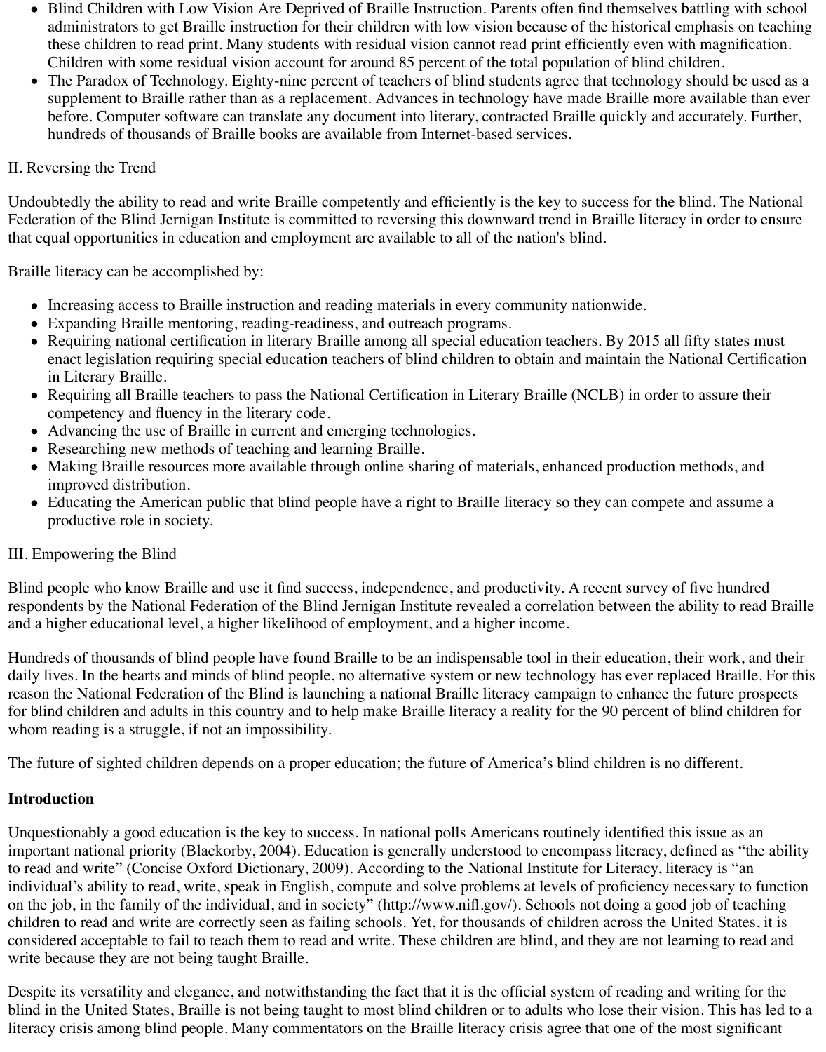- Blind Children with Low Vision Are Deprived of Braille Instruction. Parents often find themselves battling with school administrators to get Braille instruction for their children with low vision because of the historical emphasis on teaching these children to read print. Many students with residual vision cannot read print efficiently even with magnification. Children with some residual vision account for around 85 percent of the total population of blind children.
- The Paradox of Technology. Eighty-nine percent of teachers of blind students agree that technology should be used as a supplement to Braille rather than as a replacement. Advances in technology have made Braille more available than ever before. Computer software can translate any document into literary, contracted Braille quickly and accurately. Further, hundreds of thousands of Braille books are available from Internet-based services.

II. Reversing the Trend

Undoubtedly the ability to read and write Braille competently and efficiently is the key to success for the blind. The National Federation of the Blind Jernigan Institute is committed to reversing this downward trend in Braille literacy in order to ensure that equal opportunities in education and employment are available to all of the nation's blind.

Braille literacy can be accomplished by:

- Increasing access to Braille instruction and reading materials in every community nationwide.
- Expanding Braille mentoring, reading-readiness, and outreach programs.
- Requiring national certification in literary Braille among all special education teachers. By 2015 all fifty states must enact legislation requiring special education teachers of blind children to obtain and maintain the National Certification in Literary Braille.
- Requiring all Braille teachers to pass the National Certification in Literary Braille (NCLB) in order to assure their competency and fluency in the literary code.
- Advancing the use of Braille in current and emerging technologies.
- Researching new methods of teaching and learning Braille.
- Making Braille resources more available through online sharing of materials, enhanced production methods, and improved distribution.
- Educating the American public that blind people have a right to Braille literacy so they can compete and assume a productive role in society.

III. Empowering the Blind

Blind people who know Braille and use it find success, independence, and productivity. A recent survey of five hundred respondents by the National Federation of the Blind Jernigan Institute revealed a correlation between the ability to read Braille and a higher educational level, a higher likelihood of employment, and a higher income.

Hundreds of thousands of blind people have found Braille to be an indispensable tool in their education, their work, and their daily lives. In the hearts and minds of blind people, no alternative system or new technology has ever replaced Braille. For this reason the National Federation of the Blind is launching a national Braille literacy campaign to enhance the future prospects for blind children and adults in this country and to help make Braille literacy a reality for the 90 percent of blind children for whom reading is a struggle, if not an impossibility.

The future of sighted children depends on a proper education; the future of America's blind children is no different.

**Introduction**

Unquestionably a good education is the key to success. In national polls Americans routinely identified this issue as an important national priority (Blackorby, 2004). Education is generally understood to encompass literacy, defined as "the ability to read and write" (Concise Oxford Dictionary, 2009). According to the National Institute for Literacy, literacy is "an individual's ability to read, write, speak in English, compute and solve problems at levels of proficiency necessary to function on the job, in the family of the individual, and in society" (http://www.nifl.gov/). Schools not doing a good job of teaching children to read and write are correctly seen as failing schools. Yet, for thousands of children across the United States, it is considered acceptable to fail to teach them to read and write. These children are blind, and they are not learning to read and write because they are not being taught Braille.

Despite its versatility and elegance, and notwithstanding the fact that it is the official system of reading and writing for the blind in the United States, Braille is not being taught to most blind children or to adults who lose their vision. This has led to a literacy crisis among blind people. Many commentators on the Braille literacy crisis agree that one of the most significant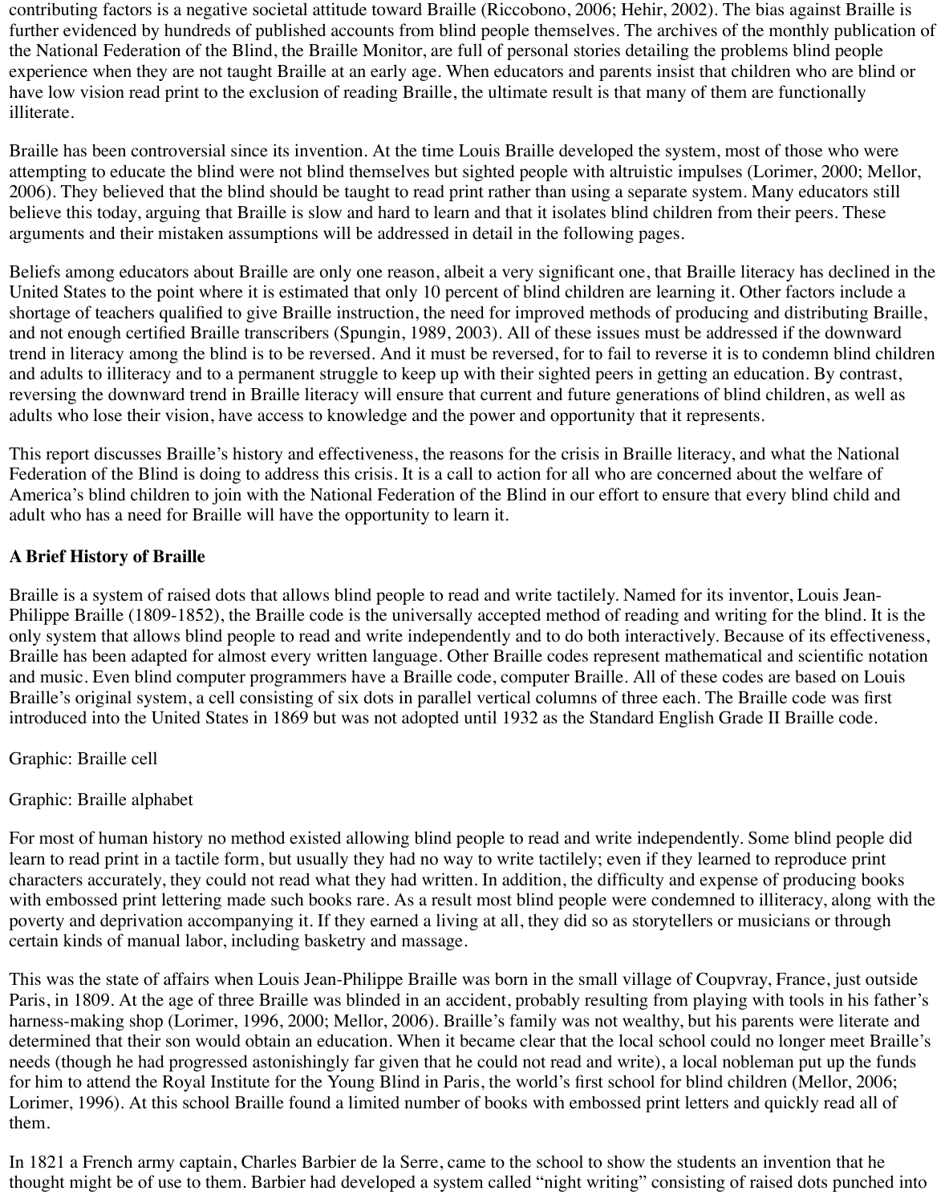contributing factors is a negative societal attitude toward Braille (Riccobono, 2006; Hehir, 2002). The bias against Braille is further evidenced by hundreds of published accounts from blind people themselves. The archives of the monthly publication of the National Federation of the Blind, the Braille Monitor, are full of personal stories detailing the problems blind people experience when they are not taught Braille at an early age. When educators and parents insist that children who are blind or have low vision read print to the exclusion of reading Braille, the ultimate result is that many of them are functionally illiterate.

Braille has been controversial since its invention. At the time Louis Braille developed the system, most of those who were attempting to educate the blind were not blind themselves but sighted people with altruistic impulses (Lorimer, 2000; Mellor, 2006). They believed that the blind should be taught to read print rather than using a separate system. Many educators still believe this today, arguing that Braille is slow and hard to learn and that it isolates blind children from their peers. These arguments and their mistaken assumptions will be addressed in detail in the following pages.

Beliefs among educators about Braille are only one reason, albeit a very significant one, that Braille literacy has declined in the United States to the point where it is estimated that only 10 percent of blind children are learning it. Other factors include a shortage of teachers qualified to give Braille instruction, the need for improved methods of producing and distributing Braille, and not enough certified Braille transcribers (Spungin, 1989, 2003). All of these issues must be addressed if the downward trend in literacy among the blind is to be reversed. And it must be reversed, for to fail to reverse it is to condemn blind children and adults to illiteracy and to a permanent struggle to keep up with their sighted peers in getting an education. By contrast, reversing the downward trend in Braille literacy will ensure that current and future generations of blind children, as well as adults who lose their vision, have access to knowledge and the power and opportunity that it represents.

This report discusses Braille's history and effectiveness, the reasons for the crisis in Braille literacy, and what the National Federation of the Blind is doing to address this crisis. It is a call to action for all who are concerned about the welfare of America's blind children to join with the National Federation of the Blind in our effort to ensure that every blind child and adult who has a need for Braille will have the opportunity to learn it.

## A Brief History of Braille

Braille is a system of raised dots that allows blind people to read and write tactilely. Named for its inventor, Louis Jean-Philippe Braille (1809-1852), the Braille code is the universally accepted method of reading and writing for the blind. It is the only system that allows blind people to read and write independently and to do both interactively. Because of its effectiveness, Braille has been adapted for almost every written language. Other Braille codes represent mathematical and scientific notation and music. Even blind computer programmers have a Braille code, computer Braille. All of these codes are based on Louis Braille's original system, a cell consisting of six dots in parallel vertical columns of three each. The Braille code was first introduced into the United States in 1869 but was not adopted until 1932 as the Standard English Grade II Braille code.

Graphic: Braille cell

Graphic: Braille alphabet

For most of human history no method existed allowing blind people to read and write independently. Some blind people did learn to read print in a tactile form, but usually they had no way to write tactilely; even if they learned to reproduce print characters accurately, they could not read what they had written. In addition, the difficulty and expense of producing books with embossed print lettering made such books rare. As a result most blind people were condemned to illiteracy, along with the poverty and deprivation accompanying it. If they earned a living at all, they did so as storytellers or musicians or through certain kinds of manual labor, including basketry and massage.

This was the state of affairs when Louis Jean-Philippe Braille was born in the small village of Coupvray, France, just outside Paris, in 1809. At the age of three Braille was blinded in an accident, probably resulting from playing with tools in his father's harness-making shop (Lorimer, 1996, 2000; Mellor, 2006). Braille's family was not wealthy, but his parents were literate and determined that their son would obtain an education. When it became clear that the local school could no longer meet Braille's needs (though he had progressed astonishingly far given that he could not read and write), a local nobleman put up the funds for him to attend the Royal Institute for the Young Blind in Paris, the world's first school for blind children (Mellor, 2006; Lorimer, 1996). At this school Braille found a limited number of books with embossed print letters and quickly read all of them.

In 1821 a French army captain, Charles Barbier de la Serre, came to the school to show the students an invention that he thought might be of use to them. Barbier had developed a system called "night writing" consisting of raised dots punched into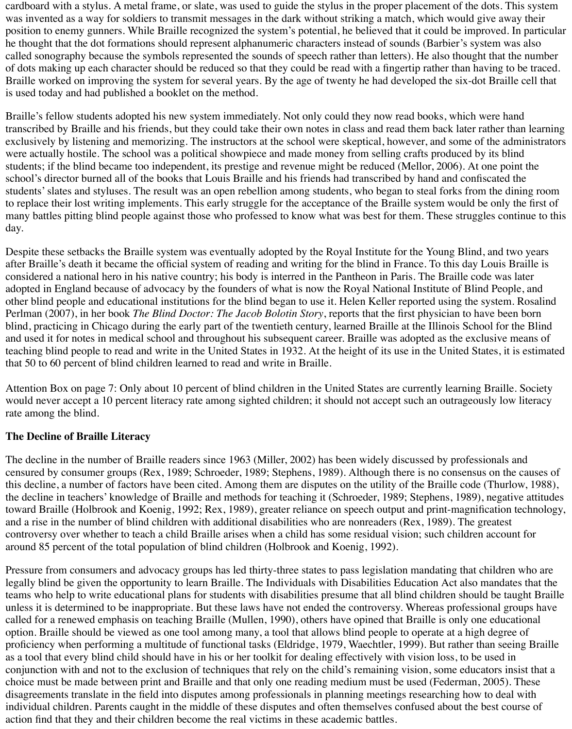cardboard with a stylus. A metal frame, or slate, was used to guide the stylus in the proper placement of the dots. This system was invented as a way for soldiers to transmit messages in the dark without striking a match, which would give away their position to enemy gunners. While Braille recognized the system's potential, he believed that it could be improved. In particular he thought that the dot formations should represent alphanumeric characters instead of sounds (Barbier's system was also called sonography because the symbols represented the sounds of speech rather than letters). He also thought that the number of dots making up each character should be reduced so that they could be read with a fingertip rather than having to be traced. Braille worked on improving the system for several years. By the age of twenty he had developed the six-dot Braille cell that is used today and had published a booklet on the method.

Braille's fellow students adopted his new system immediately. Not only could they now read books, which were hand transcribed by Braille and his friends, but they could take their own notes in class and read them back later rather than learning exclusively by listening and memorizing. The instructors at the school were skeptical, however, and some of the administrators were actually hostile. The school was a political showpiece and made money from selling crafts produced by its blind students; if the blind became too independent, its prestige and revenue might be reduced (Mellor, 2006). At one point the school's director burned all of the books that Louis Braille and his friends had transcribed by hand and confiscated the students' slates and styluses. The result was an open rebellion among students, who began to steal forks from the dining room to replace their lost writing implements. This early struggle for the acceptance of the Braille system would be only the first of many battles pitting blind people against those who professed to know what was best for them. These struggles continue to this day.

Despite these setbacks the Braille system was eventually adopted by the Royal Institute for the Young Blind, and two years after Braille's death it became the official system of reading and writing for the blind in France. To this day Louis Braille is considered a national hero in his native country; his body is interred in the Pantheon in Paris. The Braille code was later adopted in England because of advocacy by the founders of what is now the Royal National Institute of Blind People, and other blind people and educational institutions for the blind began to use it. Helen Keller reported using the system. Rosalind Perlman (2007), in her book *The Blind Doctor: The Jacob Bolotin Story*, reports that the first physician to have been born blind, practicing in Chicago during the early part of the twentieth century, learned Braille at the Illinois School for the Blind and used it for notes in medical school and throughout his subsequent career. Braille was adopted as the exclusive means of teaching blind people to read and write in the United States in 1932. At the height of its use in the United States, it is estimated that 50 to 60 percent of blind children learned to read and write in Braille.

Attention Box on page 7: Only about 10 percent of blind children in the United States are currently learning Braille. Society would never accept a 10 percent literacy rate among sighted children; it should not accept such an outrageously low literacy rate among the blind.

**The Decline of Braille Literacy**

The decline in the number of Braille readers since 1963 (Miller, 2002) has been widely discussed by professionals and censured by consumer groups (Rex, 1989; Schroeder, 1989; Stephens, 1989). Although there is no consensus on the causes of this decline, a number of factors have been cited. Among them are disputes on the utility of the Braille code (Thurlow, 1988), the decline in teachers' knowledge of Braille and methods for teaching it (Schroeder, 1989; Stephens, 1989), negative attitudes toward Braille (Holbrook and Koenig, 1992; Rex, 1989), greater reliance on speech output and print-magnification technology, and a rise in the number of blind children with additional disabilities who are nonreaders (Rex, 1989). The greatest controversy over whether to teach a child Braille arises when a child has some residual vision; such children account for around 85 percent of the total population of blind children (Holbrook and Koenig, 1992).

Pressure from consumers and advocacy groups has led thirty-three states to pass legislation mandating that children who are legally blind be given the opportunity to learn Braille. The Individuals with Disabilities Education Act also mandates that the teams who help to write educational plans for students with disabilities presume that all blind children should be taught Braille unless it is determined to be inappropriate. But these laws have not ended the controversy. Whereas professional groups have called for a renewed emphasis on teaching Braille (Mullen, 1990), others have opined that Braille is only one educational option. Braille should be viewed as one tool among many, a tool that allows blind people to operate at a high degree of proficiency when performing a multitude of functional tasks (Eldridge, 1979, Waechtler, 1999). But rather than seeing Braille as a tool that every blind child should have in his or her toolkit for dealing effectively with vision loss, to be used in conjunction with and not to the exclusion of techniques that rely on the child's remaining vision, some educators insist that a choice must be made between print and Braille and that only one reading medium must be used (Federman, 2005). These disagreements translate in the field into disputes among professionals in planning meetings researching how to deal with individual children. Parents caught in the middle of these disputes and often themselves confused about the best course of action find that they and their children become the real victims in these academic battles.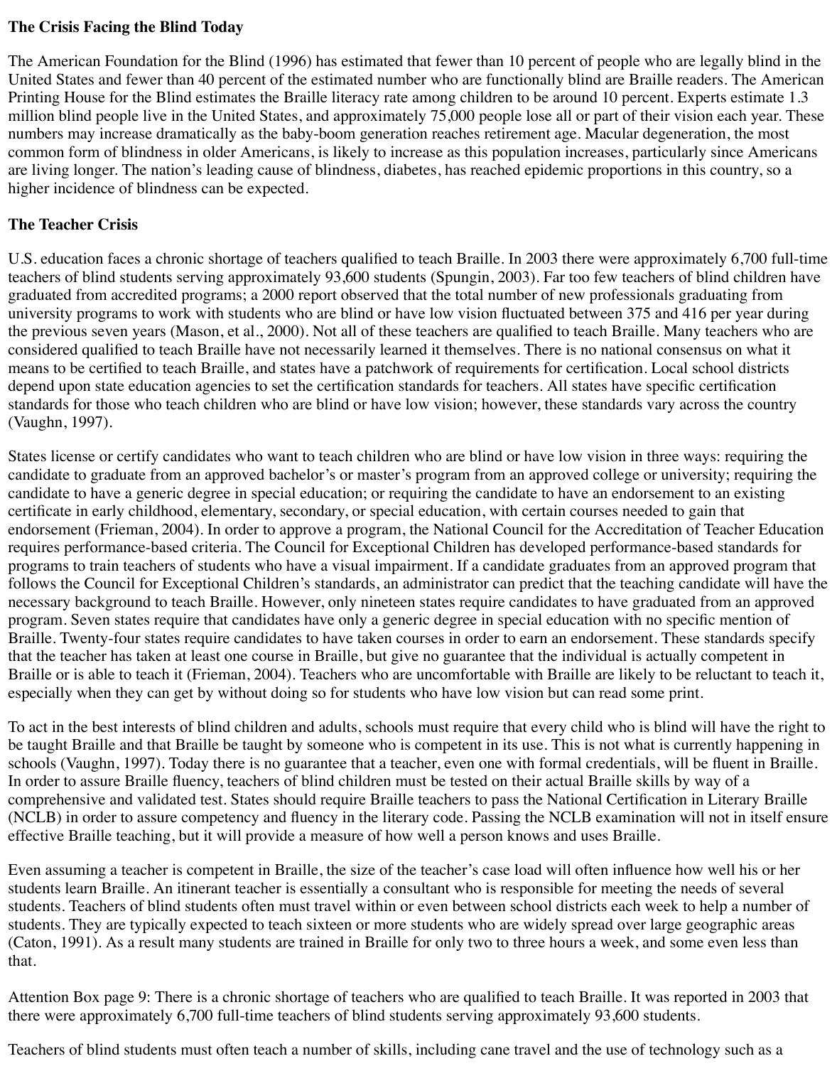**The Crisis Facing the Blind Today**

The American Foundation for the Blind (1996) has estimated that fewer than 10 percent of people who are legally blind in the United States and fewer than 40 percent of the estimated number who are functionally blind are Braille readers. The American Printing House for the Blind estimates the Braille literacy rate among children to be around 10 percent. Experts estimate 1.3 million blind people live in the United States, and approximately 75,000 people lose all or part of their vision each year. These numbers may increase dramatically as the baby-boom generation reaches retirement age. Macular degeneration, the most common form of blindness in older Americans, is likely to increase as this population increases, particularly since Americans are living longer. The nation's leading cause of blindness, diabetes, has reached epidemic proportions in this country, so a higher incidence of blindness can be expected.

**The Teacher Crisis**

U.S. education faces a chronic shortage of teachers qualified to teach Braille. In 2003 there were approximately 6,700 full-time teachers of blind students serving approximately 93,600 students (Spungin, 2003). Far too few teachers of blind children have graduated from accredited programs; a 2000 report observed that the total number of new professionals graduating from university programs to work with students who are blind or have low vision fluctuated between 375 and 416 per year during the previous seven years (Mason, et al., 2000). Not all of these teachers are qualified to teach Braille. Many teachers who are considered qualified to teach Braille have not necessarily learned it themselves. There is no national consensus on what it means to be certified to teach Braille, and states have a patchwork of requirements for certification. Local school districts depend upon state education agencies to set the certification standards for teachers. All states have specific certification standards for those who teach children who are blind or have low vision; however, these standards vary across the country (Vaughn, 1997).

States license or certify candidates who want to teach children who are blind or have low vision in three ways: requiring the candidate to graduate from an approved bachelor's or master's program from an approved college or university; requiring the candidate to have a generic degree in special education; or requiring the candidate to have an endorsement to an existing certificate in early childhood, elementary, secondary, or special education, with certain courses needed to gain that endorsement (Frieman, 2004). In order to approve a program, the National Council for the Accreditation of Teacher Education requires performance-based criteria. The Council for Exceptional Children has developed performance-based standards for programs to train teachers of students who have a visual impairment. If a candidate graduates from an approved program that follows the Council for Exceptional Children's standards, an administrator can predict that the teaching candidate will have the necessary background to teach Braille. However, only nineteen states require candidates to have graduated from an approved program. Seven states require that candidates have only a generic degree in special education with no specific mention of Braille. Twenty-four states require candidates to have taken courses in order to earn an endorsement. These standards specify that the teacher has taken at least one course in Braille, but give no guarantee that the individual is actually competent in Braille or is able to teach it (Frieman, 2004). Teachers who are uncomfortable with Braille are likely to be reluctant to teach it, especially when they can get by without doing so for students who have low vision but can read some print.

To act in the best interests of blind children and adults, schools must require that every child who is blind will have the right to be taught Braille and that Braille be taught by someone who is competent in its use. This is not what is currently happening in schools (Vaughn, 1997). Today there is no guarantee that a teacher, even one with formal credentials, will be fluent in Braille. In order to assure Braille fluency, teachers of blind children must be tested on their actual Braille skills by way of a comprehensive and validated test. States should require Braille teachers to pass the National Certification in Literary Braille (NCLB) in order to assure competency and fluency in the literary code. Passing the NCLB examination will not in itself ensure effective Braille teaching, but it will provide a measure of how well a person knows and uses Braille.

Even assuming a teacher is competent in Braille, the size of the teacher's case load will often influence how well his or her students learn Braille. An itinerant teacher is essentially a consultant who is responsible for meeting the needs of several students. Teachers of blind students often must travel within or even between school districts each week to help a number of students. They are typically expected to teach sixteen or more students who are widely spread over large geographic areas (Caton, 1991). As a result many students are trained in Braille for only two to three hours a week, and some even less than that.

Attention Box page 9: There is a chronic shortage of teachers who are qualified to teach Braille. It was reported in 2003 that there were approximately 6,700 full-time teachers of blind students serving approximately 93,600 students.

Teachers of blind students must often teach a number of skills, including cane travel and the use of technology such as a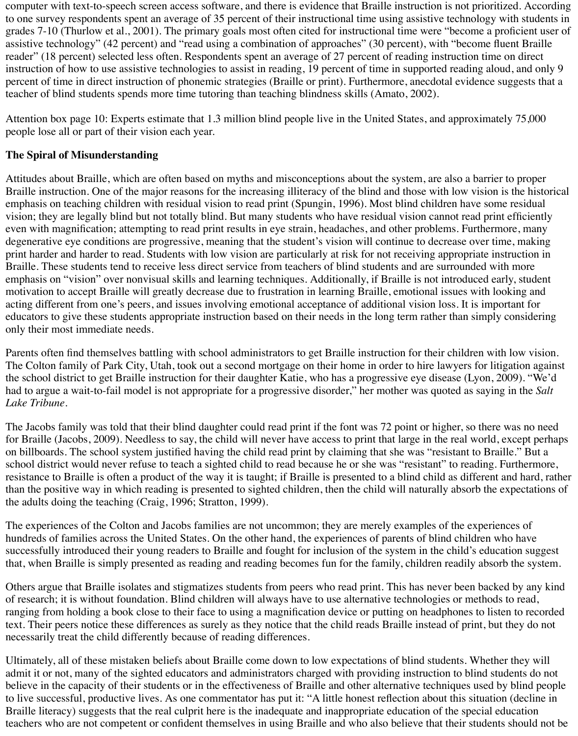computer with text-to-speech screen access software, and there is evidence that Braille instruction is not prioritized. According to one survey respondents spent an average of 35 percent of their instructional time using assistive technology with students in grades 7-10 (Thurlow et al., 2001). The primary goals most often cited for instructional time were "become a proficient user of assistive technology" (42 percent) and "read using a combination of approaches" (30 percent), with "become fluent Braille reader" (18 percent) selected less often. Respondents spent an average of 27 percent of reading instruction time on direct instruction of how to use assistive technologies to assist in reading, 19 percent of time in supported reading aloud, and only 9 percent of time in direct instruction of phonemic strategies (Braille or print). Furthermore, anecdotal evidence suggests that a teacher of blind students spends more time tutoring than teaching blindness skills (Amato, 2002).

Attention box page 10: Experts estimate that 1.3 million blind people live in the United States, and approximately 75,000 people lose all or part of their vision each year.

**The Spiral of Misunderstanding**

Attitudes about Braille, which are often based on myths and misconceptions about the system, are also a barrier to proper Braille instruction. One of the major reasons for the increasing illiteracy of the blind and those with low vision is the historical emphasis on teaching children with residual vision to read print (Spungin, 1996). Most blind children have some residual vision; they are legally blind but not totally blind. But many students who have residual vision cannot read print efficiently even with magnification; attempting to read print results in eye strain, headaches, and other problems. Furthermore, many degenerative eye conditions are progressive, meaning that the student's vision will continue to decrease over time, making print harder and harder to read. Students with low vision are particularly at risk for not receiving appropriate instruction in Braille. These students tend to receive less direct service from teachers of blind students and are surrounded with more emphasis on "vision" over nonvisual skills and learning techniques. Additionally, if Braille is not introduced early, student motivation to accept Braille will greatly decrease due to frustration in learning Braille, emotional issues with looking and acting different from one's peers, and issues involving emotional acceptance of additional vision loss. It is important for educators to give these students appropriate instruction based on their needs in the long term rather than simply considering only their most immediate needs.

Parents often find themselves battling with school administrators to get Braille instruction for their children with low vision. The Colton family of Park City, Utah, took out a second mortgage on their home in order to hire lawyers for litigation against the school district to get Braille instruction for their daughter Katie, who has a progressive eye disease (Lyon, 2009). "We'd had to argue a wait-to-fail model is not appropriate for a progressive disorder," her mother was quoted as saying in the *Salt Lake Tribune*.

The Jacobs family was told that their blind daughter could read print if the font was 72 point or higher, so there was no need for Braille (Jacobs, 2009). Needless to say, the child will never have access to print that large in the real world, except perhaps on billboards. The school system justified having the child read print by claiming that she was "resistant to Braille." But a school district would never refuse to teach a sighted child to read because he or she was "resistant" to reading. Furthermore, resistance to Braille is often a product of the way it is taught; if Braille is presented to a blind child as different and hard, rather than the positive way in which reading is presented to sighted children, then the child will naturally absorb the expectations of the adults doing the teaching (Craig, 1996; Stratton, 1999).

The experiences of the Colton and Jacobs families are not uncommon; they are merely examples of the experiences of hundreds of families across the United States. On the other hand, the experiences of parents of blind children who have successfully introduced their young readers to Braille and fought for inclusion of the system in the child's education suggest that, when Braille is simply presented as reading and reading becomes fun for the family, children readily absorb the system.

Others argue that Braille isolates and stigmatizes students from peers who read print. This has never been backed by any kind of research; it is without foundation. Blind children will always have to use alternative technologies or methods to read, ranging from holding a book close to their face to using a magnification device or putting on headphones to listen to recorded text. Their peers notice these differences as surely as they notice that the child reads Braille instead of print, but they do not necessarily treat the child differently because of reading differences.

Ultimately, all of these mistaken beliefs about Braille come down to low expectations of blind students. Whether they will admit it or not, many of the sighted educators and administrators charged with providing instruction to blind students do not believe in the capacity of their students or in the effectiveness of Braille and other alternative techniques used by blind people to live successful, productive lives. As one commentator has put it: "A little honest reflection about this situation (decline in Braille literacy) suggests that the real culprit here is the inadequate and inappropriate education of the special education teachers who are not competent or confident themselves in using Braille and who also believe that their students should not be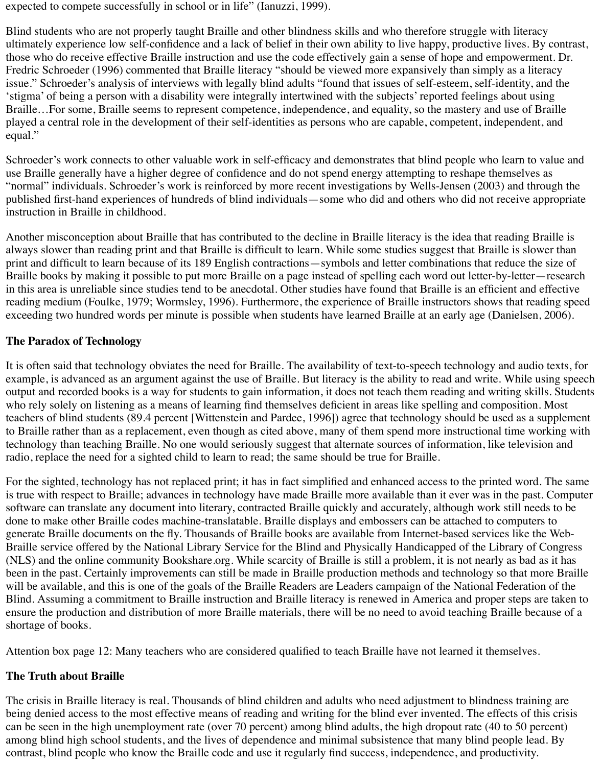expected to compete successfully in school or in life" (Ianuzzi, 1999).

Blind students who are not properly taught Braille and other blindness skills and who therefore struggle with literacy ultimately experience low self-confidence and a lack of belief in their own ability to live happy, productive lives. By contrast, those who do receive effective Braille instruction and use the code effectively gain a sense of hope and empowerment. Dr. Fredric Schroeder (1996) commented that Braille literacy "should be viewed more expansively than simply as a literacy issue." Schroeder's analysis of interviews with legally blind adults "found that issues of self-esteem, self-identity, and the 'stigma' of being a person with a disability were integrally intertwined with the subjects' reported feelings about using Braille…For some, Braille seems to represent competence, independence, and equality, so the mastery and use of Braille played a central role in the development of their self-identities as persons who are capable, competent, independent, and equal."

Schroeder's work connects to other valuable work in self-efficacy and demonstrates that blind people who learn to value and use Braille generally have a higher degree of confidence and do not spend energy attempting to reshape themselves as "normal" individuals. Schroeder's work is reinforced by more recent investigations by Wells-Jensen (2003) and through the published first-hand experiences of hundreds of blind individuals—some who did and others who did not receive appropriate instruction in Braille in childhood.

Another misconception about Braille that has contributed to the decline in Braille literacy is the idea that reading Braille is always slower than reading print and that Braille is difficult to learn. While some studies suggest that Braille is slower than print and difficult to learn because of its 189 English contractions—symbols and letter combinations that reduce the size of Braille books by making it possible to put more Braille on a page instead of spelling each word out letter-by-letter—research in this area is unreliable since studies tend to be anecdotal. Other studies have found that Braille is an efficient and effective reading medium (Foulke, 1979; Wormsley, 1996). Furthermore, the experience of Braille instructors shows that reading speed exceeding two hundred words per minute is possible when students have learned Braille at an early age (Danielsen, 2006).

## The Paradox of Technology

It is often said that technology obviates the need for Braille. The availability of text-to-speech technology and audio texts, for example, is advanced as an argument against the use of Braille. But literacy is the ability to read and write. While using speech output and recorded books is a way for students to gain information, it does not teach them reading and writing skills. Students who rely solely on listening as a means of learning find themselves deficient in areas like spelling and composition. Most teachers of blind students (89.4 percent [Wittenstein and Pardee, 1996]) agree that technology should be used as a supplement to Braille rather than as a replacement, even though as cited above, many of them spend more instructional time working with technology than teaching Braille. No one would seriously suggest that alternate sources of information, like television and radio, replace the need for a sighted child to learn to read; the same should be true for Braille.

For the sighted, technology has not replaced print; it has in fact simplified and enhanced access to the printed word. The same is true with respect to Braille; advances in technology have made Braille more available than it ever was in the past. Computer software can translate any document into literary, contracted Braille quickly and accurately, although work still needs to be done to make other Braille codes machine-translatable. Braille displays and embossers can be attached to computers to generate Braille documents on the fly. Thousands of Braille books are available from Internet-based services like the Web-Braille service offered by the National Library Service for the Blind and Physically Handicapped of the Library of Congress (NLS) and the online community Bookshare.org. While scarcity of Braille is still a problem, it is not nearly as bad as it has been in the past. Certainly improvements can still be made in Braille production methods and technology so that more Braille will be available, and this is one of the goals of the Braille Readers are Leaders campaign of the National Federation of the Blind. Assuming a commitment to Braille instruction and Braille literacy is renewed in America and proper steps are taken to ensure the production and distribution of more Braille materials, there will be no need to avoid teaching Braille because of a shortage of books.

Attention box page 12: Many teachers who are considered qualified to teach Braille have not learned it themselves.

## The Truth about Braille

The crisis in Braille literacy is real. Thousands of blind children and adults who need adjustment to blindness training are being denied access to the most effective means of reading and writing for the blind ever invented. The effects of this crisis can be seen in the high unemployment rate (over 70 percent) among blind adults, the high dropout rate (40 to 50 percent) among blind high school students, and the lives of dependence and minimal subsistence that many blind people lead. By contrast, blind people who know the Braille code and use it regularly find success, independence, and productivity.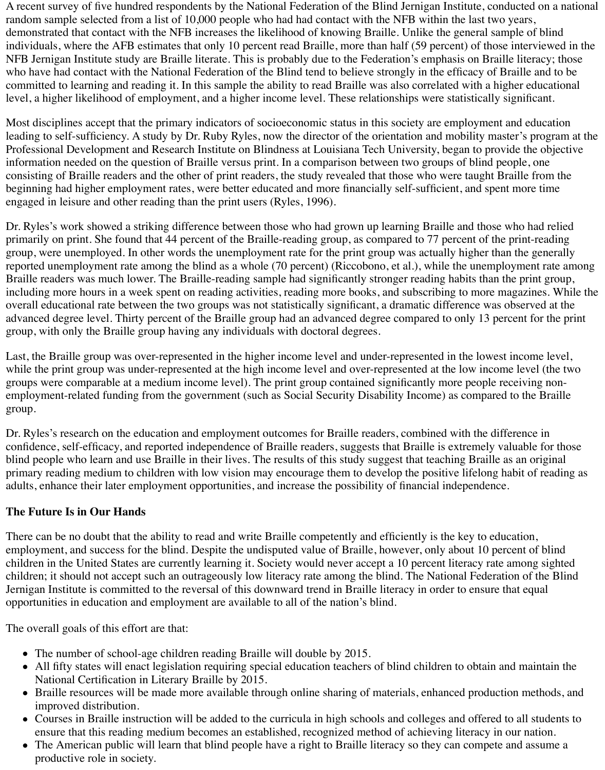A recent survey of five hundred respondents by the National Federation of the Blind Jernigan Institute, conducted on a national random sample selected from a list of 10,000 people who had had contact with the NFB within the last two years, demonstrated that contact with the NFB increases the likelihood of knowing Braille. Unlike the general sample of blind individuals, where the AFB estimates that only 10 percent read Braille, more than half (59 percent) of those interviewed in the NFB Jernigan Institute study are Braille literate. This is probably due to the Federation's emphasis on Braille literacy; those who have had contact with the National Federation of the Blind tend to believe strongly in the efficacy of Braille and to be committed to learning and reading it. In this sample the ability to read Braille was also correlated with a higher educational level, a higher likelihood of employment, and a higher income level. These relationships were statistically significant.

Most disciplines accept that the primary indicators of socioeconomic status in this society are employment and education leading to self-sufficiency. A study by Dr. Ruby Ryles, now the director of the orientation and mobility master's program at the Professional Development and Research Institute on Blindness at Louisiana Tech University, began to provide the objective information needed on the question of Braille versus print. In a comparison between two groups of blind people, one consisting of Braille readers and the other of print readers, the study revealed that those who were taught Braille from the beginning had higher employment rates, were better educated and more financially self-sufficient, and spent more time engaged in leisure and other reading than the print users (Ryles, 1996).

Dr. Ryles's work showed a striking difference between those who had grown up learning Braille and those who had relied primarily on print. She found that 44 percent of the Braille-reading group, as compared to 77 percent of the print-reading group, were unemployed. In other words the unemployment rate for the print group was actually higher than the generally reported unemployment rate among the blind as a whole (70 percent) (Riccobono, et al.), while the unemployment rate among Braille readers was much lower. The Braille-reading sample had significantly stronger reading habits than the print group, including more hours in a week spent on reading activities, reading more books, and subscribing to more magazines. While the overall educational rate between the two groups was not statistically significant, a dramatic difference was observed at the advanced degree level. Thirty percent of the Braille group had an advanced degree compared to only 13 percent for the print group, with only the Braille group having any individuals with doctoral degrees.

Last, the Braille group was over-represented in the higher income level and under-represented in the lowest income level, while the print group was under-represented at the high income level and over-represented at the low income level (the two groups were comparable at a medium income level). The print group contained significantly more people receiving non-employment-related funding from the government (such as Social Security Disability Income) as compared to the Braille group.

Dr. Ryles's research on the education and employment outcomes for Braille readers, combined with the difference in confidence, self-efficacy, and reported independence of Braille readers, suggests that Braille is extremely valuable for those blind people who learn and use Braille in their lives. The results of this study suggest that teaching Braille as an original primary reading medium to children with low vision may encourage them to develop the positive lifelong habit of reading as adults, enhance their later employment opportunities, and increase the possibility of financial independence.

**The Future Is in Our Hands**

There can be no doubt that the ability to read and write Braille competently and efficiently is the key to education, employment, and success for the blind. Despite the undisputed value of Braille, however, only about 10 percent of blind children in the United States are currently learning it. Society would never accept a 10 percent literacy rate among sighted children; it should not accept such an outrageously low literacy rate among the blind. The National Federation of the Blind Jernigan Institute is committed to the reversal of this downward trend in Braille literacy in order to ensure that equal opportunities in education and employment are available to all of the nation's blind.

The overall goals of this effort are that:

- The number of school-age children reading Braille will double by 2015.
- All fifty states will enact legislation requiring special education teachers of blind children to obtain and maintain the National Certification in Literary Braille by 2015.
- Braille resources will be made more available through online sharing of materials, enhanced production methods, and improved distribution.
- Courses in Braille instruction will be added to the curricula in high schools and colleges and offered to all students to ensure that this reading medium becomes an established, recognized method of achieving literacy in our nation.
- The American public will learn that blind people have a right to Braille literacy so they can compete and assume a productive role in society.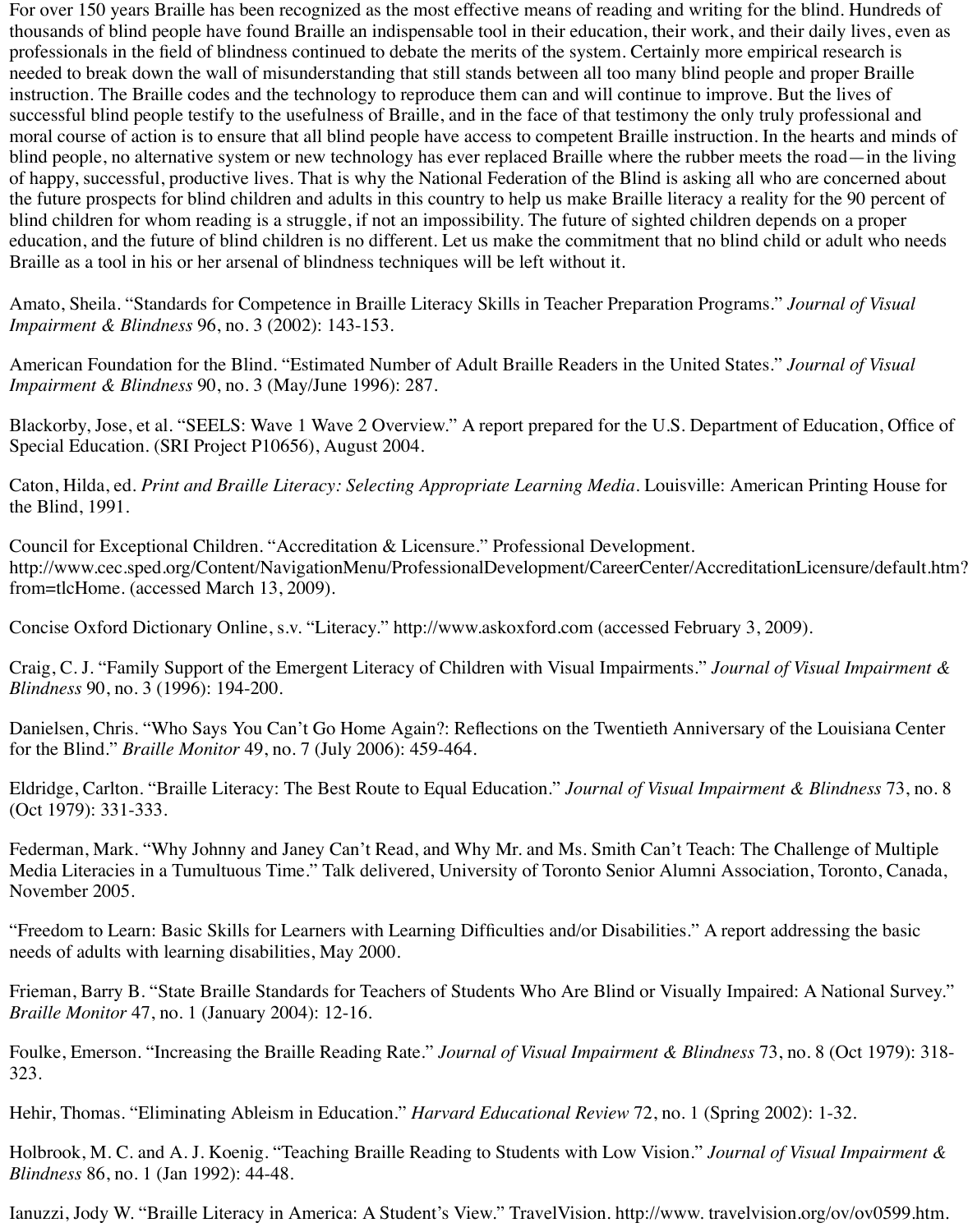For over 150 years Braille has been recognized as the most effective means of reading and writing for the blind. Hundreds of thousands of blind people have found Braille an indispensable tool in their education, their work, and their daily lives, even as professionals in the field of blindness continued to debate the merits of the system. Certainly more empirical research is needed to break down the wall of misunderstanding that still stands between all too many blind people and proper Braille instruction. The Braille codes and the technology to reproduce them can and will continue to improve. But the lives of successful blind people testify to the usefulness of Braille, and in the face of that testimony the only truly professional and moral course of action is to ensure that all blind people have access to competent Braille instruction. In the hearts and minds of blind people, no alternative system or new technology has ever replaced Braille where the rubber meets the road—in the living of happy, successful, productive lives. That is why the National Federation of the Blind is asking all who are concerned about the future prospects for blind children and adults in this country to help us make Braille literacy a reality for the 90 percent of blind children for whom reading is a struggle, if not an impossibility. The future of sighted children depends on a proper education, and the future of blind children is no different. Let us make the commitment that no blind child or adult who needs Braille as a tool in his or her arsenal of blindness techniques will be left without it.

Amato, Sheila. "Standards for Competence in Braille Literacy Skills in Teacher Preparation Programs." *Journal of Visual Impairment & Blindness* 96, no. 3 (2002): 143-153.

American Foundation for the Blind. "Estimated Number of Adult Braille Readers in the United States." *Journal of Visual Impairment & Blindness* 90, no. 3 (May/June 1996): 287.

Blackorby, Jose, et al. "SEELS: Wave 1 Wave 2 Overview." A report prepared for the U.S. Department of Education, Office of Special Education. (SRI Project P10656), August 2004.

Caton, Hilda, ed. *Print and Braille Literacy: Selecting Appropriate Learning Media*. Louisville: American Printing House for the Blind, 1991.

Council for Exceptional Children. "Accreditation & Licensure." Professional Development. http://www.cec.sped.org/Content/NavigationMenu/ProfessionalDevelopment/CareerCenter/AccreditationLicensure/default.htm?from=tlcHome. (accessed March 13, 2009).

Concise Oxford Dictionary Online, s.v. "Literacy." http://www.askoxford.com (accessed February 3, 2009).

Craig, C. J. "Family Support of the Emergent Literacy of Children with Visual Impairments." *Journal of Visual Impairment & Blindness* 90, no. 3 (1996): 194-200.

Danielsen, Chris. "Who Says You Can't Go Home Again?: Reflections on the Twentieth Anniversary of the Louisiana Center for the Blind." *Braille Monitor* 49, no. 7 (July 2006): 459-464.

Eldridge, Carlton. "Braille Literacy: The Best Route to Equal Education." *Journal of Visual Impairment & Blindness* 73, no. 8 (Oct 1979): 331-333.

Federman, Mark. "Why Johnny and Janey Can't Read, and Why Mr. and Ms. Smith Can't Teach: The Challenge of Multiple Media Literacies in a Tumultuous Time." Talk delivered, University of Toronto Senior Alumni Association, Toronto, Canada, November 2005.

"Freedom to Learn: Basic Skills for Learners with Learning Difficulties and/or Disabilities." A report addressing the basic needs of adults with learning disabilities, May 2000.

Frieman, Barry B. "State Braille Standards for Teachers of Students Who Are Blind or Visually Impaired: A National Survey." *Braille Monitor* 47, no. 1 (January 2004): 12-16.

Foulke, Emerson. "Increasing the Braille Reading Rate." *Journal of Visual Impairment & Blindness* 73, no. 8 (Oct 1979): 318-323.

Hehir, Thomas. "Eliminating Ableism in Education." *Harvard Educational Review* 72, no. 1 (Spring 2002): 1-32.

Holbrook, M. C. and A. J. Koenig. "Teaching Braille Reading to Students with Low Vision." *Journal of Visual Impairment & Blindness* 86, no. 1 (Jan 1992): 44-48.

Ianuzzi, Jody W. "Braille Literacy in America: A Student's View." TravelVision. http://www. travelvision.org/ov/ov0599.htm.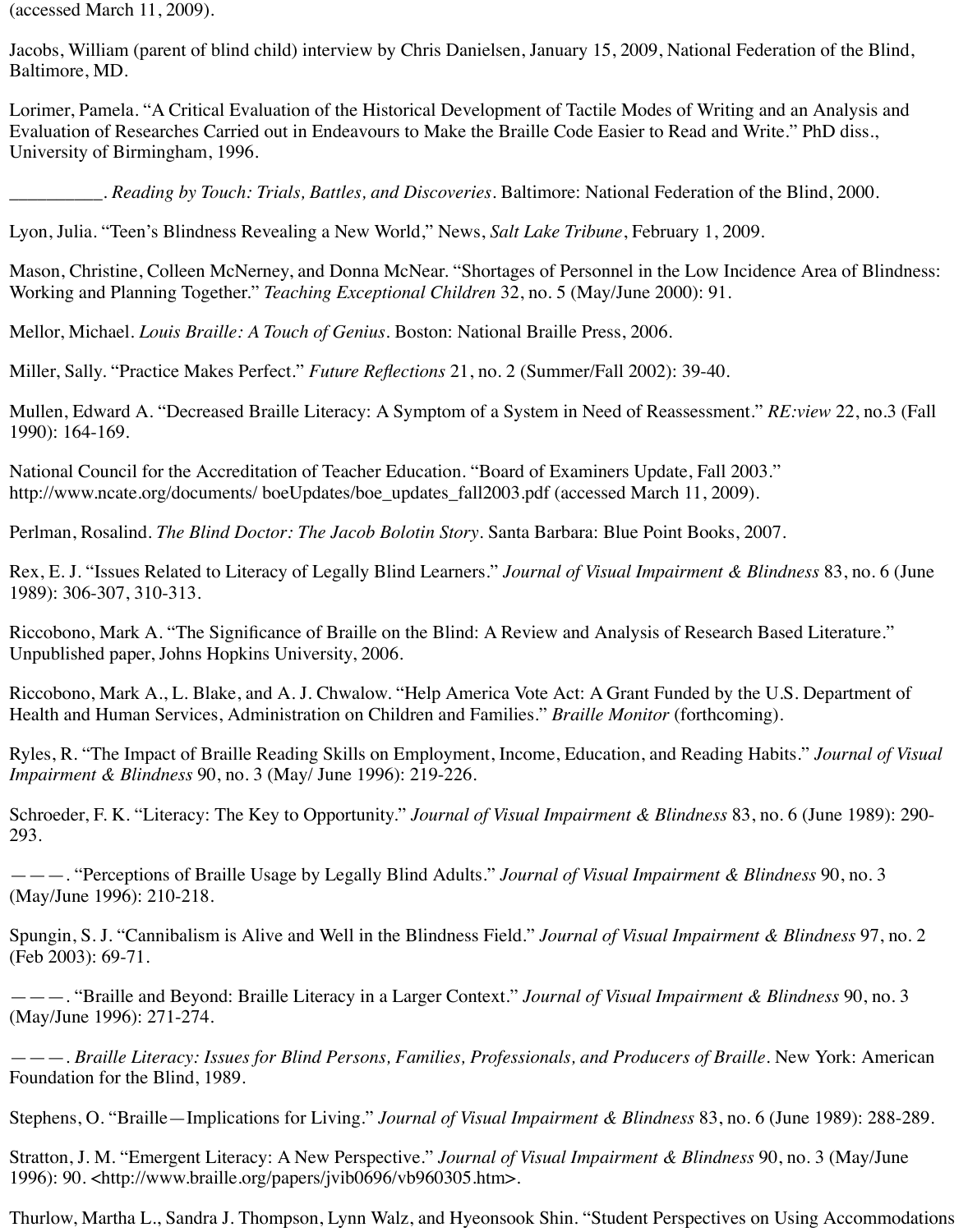(accessed March 11, 2009).

Jacobs, William (parent of blind child) interview by Chris Danielsen, January 15, 2009, National Federation of the Blind, Baltimore, MD.

Lorimer, Pamela. "A Critical Evaluation of the Historical Development of Tactile Modes of Writing and an Analysis and Evaluation of Researches Carried out in Endeavours to Make the Braille Code Easier to Read and Write." PhD diss., University of Birmingham, 1996.

__________. *Reading by Touch: Trials, Battles, and Discoveries*. Baltimore: National Federation of the Blind, 2000.

Lyon, Julia. "Teen's Blindness Revealing a New World," News, *Salt Lake Tribune*, February 1, 2009.

Mason, Christine, Colleen McNerney, and Donna McNear. "Shortages of Personnel in the Low Incidence Area of Blindness: Working and Planning Together." *Teaching Exceptional Children* 32, no. 5 (May/June 2000): 91.

Mellor, Michael. *Louis Braille: A Touch of Genius*. Boston: National Braille Press, 2006.

Miller, Sally. "Practice Makes Perfect." *Future Reflections* 21, no. 2 (Summer/Fall 2002): 39-40.

Mullen, Edward A. "Decreased Braille Literacy: A Symptom of a System in Need of Reassessment." *RE:view* 22, no.3 (Fall 1990): 164-169.

National Council for the Accreditation of Teacher Education. "Board of Examiners Update, Fall 2003." http://www.ncate.org/documents/ boeUpdates/boe_updates_fall2003.pdf (accessed March 11, 2009).

Perlman, Rosalind. *The Blind Doctor: The Jacob Bolotin Story*. Santa Barbara: Blue Point Books, 2007.

Rex, E. J. "Issues Related to Literacy of Legally Blind Learners." *Journal of Visual Impairment & Blindness* 83, no. 6 (June 1989): 306-307, 310-313.

Riccobono, Mark A. "The Significance of Braille on the Blind: A Review and Analysis of Research Based Literature." Unpublished paper, Johns Hopkins University, 2006.

Riccobono, Mark A., L. Blake, and A. J. Chwalow. "Help America Vote Act: A Grant Funded by the U.S. Department of Health and Human Services, Administration on Children and Families." *Braille Monitor* (forthcoming).

Ryles, R. "The Impact of Braille Reading Skills on Employment, Income, Education, and Reading Habits." *Journal of Visual Impairment & Blindness* 90, no. 3 (May/ June 1996): 219-226.

Schroeder, F. K. "Literacy: The Key to Opportunity." *Journal of Visual Impairment & Blindness* 83, no. 6 (June 1989): 290-293.

———. "Perceptions of Braille Usage by Legally Blind Adults." *Journal of Visual Impairment & Blindness* 90, no. 3 (May/June 1996): 210-218.

Spungin, S. J. "Cannibalism is Alive and Well in the Blindness Field." *Journal of Visual Impairment & Blindness* 97, no. 2 (Feb 2003): 69-71.

———. "Braille and Beyond: Braille Literacy in a Larger Context." *Journal of Visual Impairment & Blindness* 90, no. 3 (May/June 1996): 271-274.

———. *Braille Literacy: Issues for Blind Persons, Families, Professionals, and Producers of Braille*. New York: American Foundation for the Blind, 1989.

Stephens, O. "Braille—Implications for Living." *Journal of Visual Impairment & Blindness* 83, no. 6 (June 1989): 288-289.

Stratton, J. M. "Emergent Literacy: A New Perspective." *Journal of Visual Impairment & Blindness* 90, no. 3 (May/June 1996): 90. <http://www.braille.org/papers/jvib0696/vb960305.htm>.

Thurlow, Martha L., Sandra J. Thompson, Lynn Walz, and Hyeonsook Shin. "Student Perspectives on Using Accommodations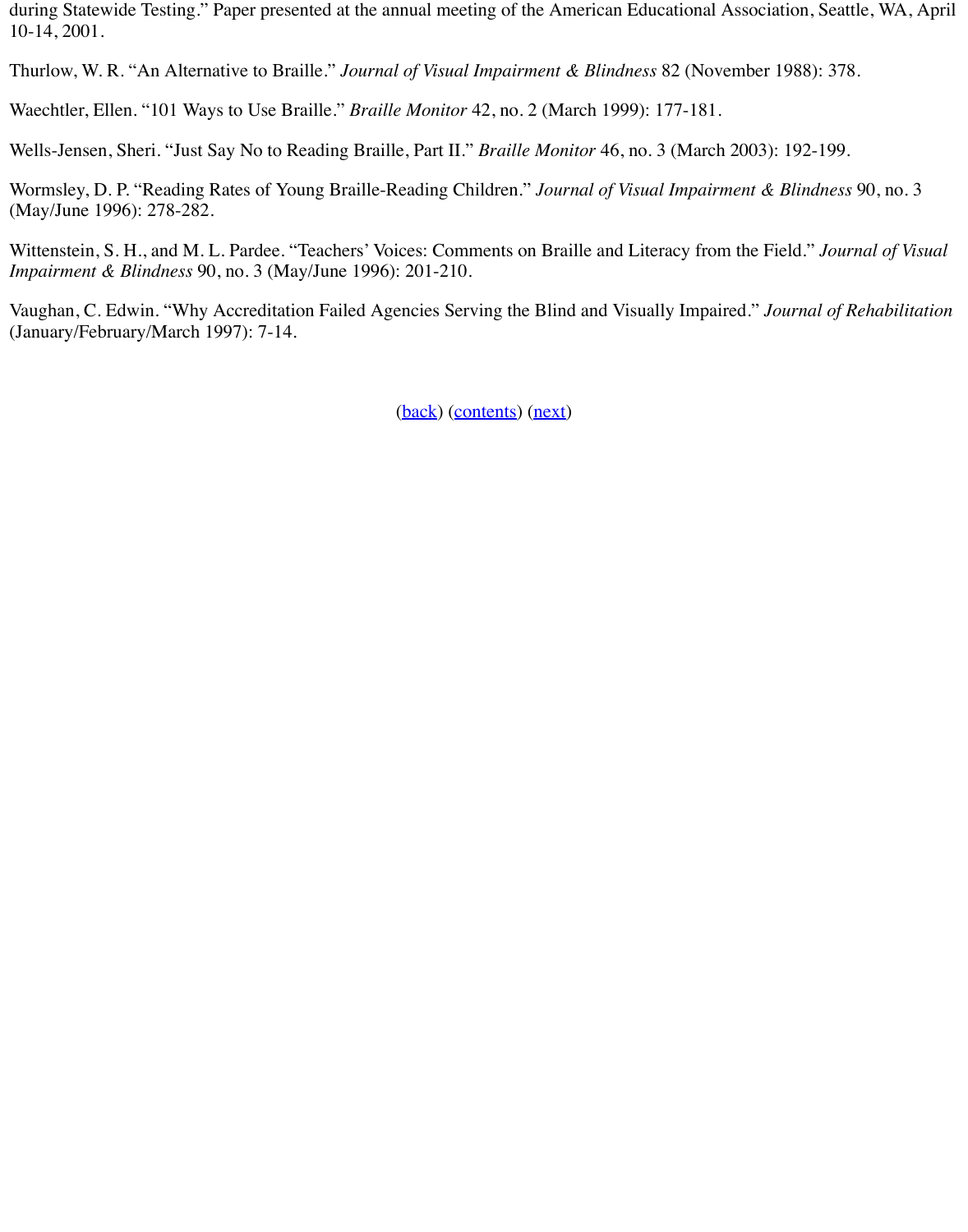during Statewide Testing." Paper presented at the annual meeting of the American Educational Association, Seattle, WA, April 10-14, 2001.

Thurlow, W. R. "An Alternative to Braille." *Journal of Visual Impairment & Blindness* 82 (November 1988): 378.

Waechtler, Ellen. "101 Ways to Use Braille." *Braille Monitor* 42, no. 2 (March 1999): 177-181.

Wells-Jensen, Sheri. "Just Say No to Reading Braille, Part II." *Braille Monitor* 46, no. 3 (March 2003): 192-199.

Wormsley, D. P. "Reading Rates of Young Braille-Reading Children." *Journal of Visual Impairment & Blindness* 90, no. 3 (May/June 1996): 278-282.

Wittenstein, S. H., and M. L. Pardee. "Teachers' Voices: Comments on Braille and Literacy from the Field." *Journal of Visual Impairment & Blindness* 90, no. 3 (May/June 1996): 201-210.

Vaughan, C. Edwin. "Why Accreditation Failed Agencies Serving the Blind and Visually Impaired." *Journal of Rehabilitation* (January/February/March 1997): 7-14.

(back) (contents) (next)